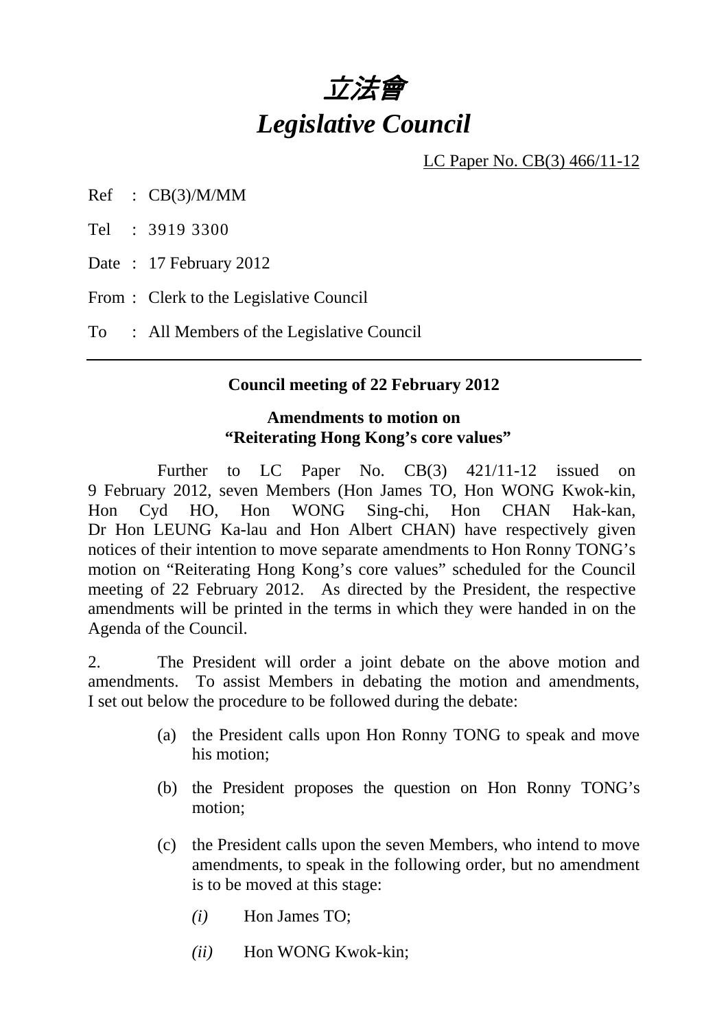# 立法會

# *Legislative Council*

LC Paper No. CB(3) 466/11-12

Ref : CB(3)/M/MM

Tel : 3919 3300

Date : 17 February 2012

From : Clerk to the Legislative Council

To : All Members of the Legislative Council

---

**Council meeting of 22 February 2012**

**Amendments to motion on "Reiterating Hong Kong's core values"**

Further to LC Paper No. CB(3) 421/11-12 issued on 9 February 2012, seven Members (Hon James TO, Hon WONG Kwok-kin, Hon Cyd HO, Hon WONG Sing-chi, Hon CHAN Hak-kan, Dr Hon LEUNG Ka-lau and Hon Albert CHAN) have respectively given notices of their intention to move separate amendments to Hon Ronny TONG's motion on "Reiterating Hong Kong's core values" scheduled for the Council meeting of 22 February 2012. As directed by the President, the respective amendments will be printed in the terms in which they were handed in on the Agenda of the Council.

2. The President will order a joint debate on the above motion and amendments. To assist Members in debating the motion and amendments, I set out below the procedure to be followed during the debate:

(a) the President calls upon Hon Ronny TONG to speak and move his motion;

(b) the President proposes the question on Hon Ronny TONG's motion;

(c) the President calls upon the seven Members, who intend to move amendments, to speak in the following order, but no amendment is to be moved at this stage:

*(i)* Hon James TO;

*(ii)* Hon WONG Kwok-kin;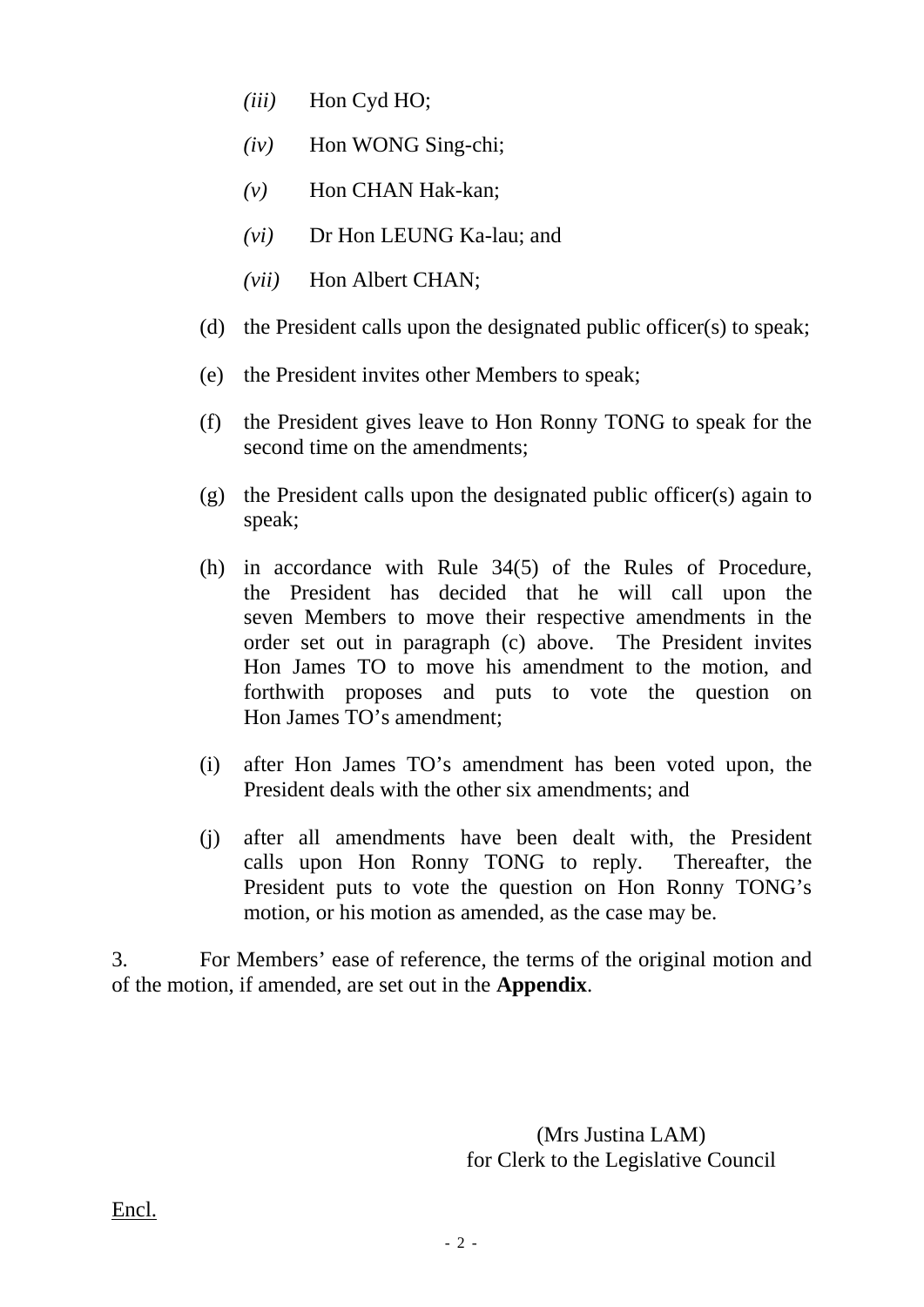- *(iii)* Hon Cyd HO;
  - *(iv)* Hon WONG Sing-chi;
  - *(v)* Hon CHAN Hak-kan;
  - *(vi)* Dr Hon LEUNG Ka-lau; and
  - *(vii)* Hon Albert CHAN;

(d) the President calls upon the designated public officer(s) to speak;

(e) the President invites other Members to speak;

(f) the President gives leave to Hon Ronny TONG to speak for the second time on the amendments;

(g) the President calls upon the designated public officer(s) again to speak;

(h) in accordance with Rule 34(5) of the Rules of Procedure, the President has decided that he will call upon the seven Members to move their respective amendments in the order set out in paragraph (c) above. The President invites Hon James TO to move his amendment to the motion, and forthwith proposes and puts to vote the question on Hon James TO's amendment;

(i) after Hon James TO's amendment has been voted upon, the President deals with the other six amendments; and

(j) after all amendments have been dealt with, the President calls upon Hon Ronny TONG to reply. Thereafter, the President puts to vote the question on Hon Ronny TONG's motion, or his motion as amended, as the case may be.

3. For Members' ease of reference, the terms of the original motion and of the motion, if amended, are set out in the **Appendix**.

(Mrs Justina LAM)
for Clerk to the Legislative Council

Encl.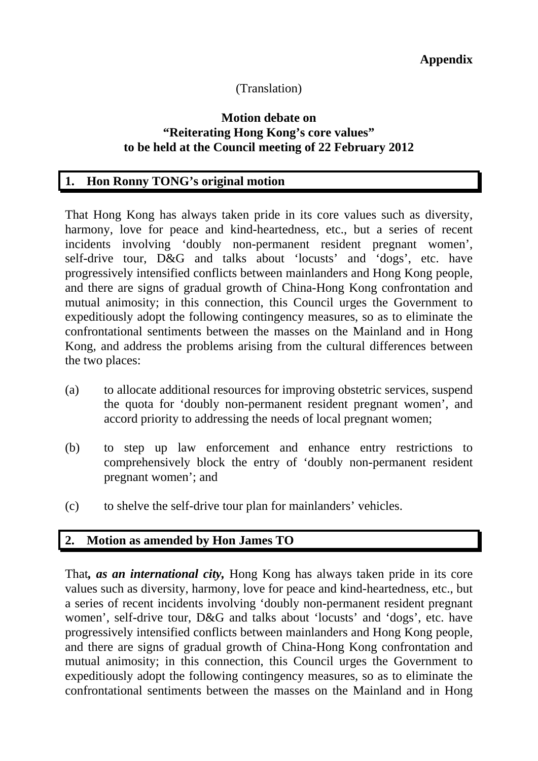**Appendix**

(Translation)

**Motion debate on**
**"Reiterating Hong Kong's core values"**
**to be held at the Council meeting of 22 February 2012**

## 1. Hon Ronny TONG's original motion

That Hong Kong has always taken pride in its core values such as diversity, harmony, love for peace and kind-heartedness, etc., but a series of recent incidents involving 'doubly non-permanent resident pregnant women', self-drive tour, D&G and talks about 'locusts' and 'dogs', etc. have progressively intensified conflicts between mainlanders and Hong Kong people, and there are signs of gradual growth of China-Hong Kong confrontation and mutual animosity; in this connection, this Council urges the Government to expeditiously adopt the following contingency measures, so as to eliminate the confrontational sentiments between the masses on the Mainland and in Hong Kong, and address the problems arising from the cultural differences between the two places:

(a) to allocate additional resources for improving obstetric services, suspend the quota for 'doubly non-permanent resident pregnant women', and accord priority to addressing the needs of local pregnant women;

(b) to step up law enforcement and enhance entry restrictions to comprehensively block the entry of 'doubly non-permanent resident pregnant women'; and

(c) to shelve the self-drive tour plan for mainlanders' vehicles.

## 2. Motion as amended by Hon James TO

That***, as an international city,*** Hong Kong has always taken pride in its core values such as diversity, harmony, love for peace and kind-heartedness, etc., but a series of recent incidents involving 'doubly non-permanent resident pregnant women', self-drive tour, D&G and talks about 'locusts' and 'dogs', etc. have progressively intensified conflicts between mainlanders and Hong Kong people, and there are signs of gradual growth of China-Hong Kong confrontation and mutual animosity; in this connection, this Council urges the Government to expeditiously adopt the following contingency measures, so as to eliminate the confrontational sentiments between the masses on the Mainland and in Hong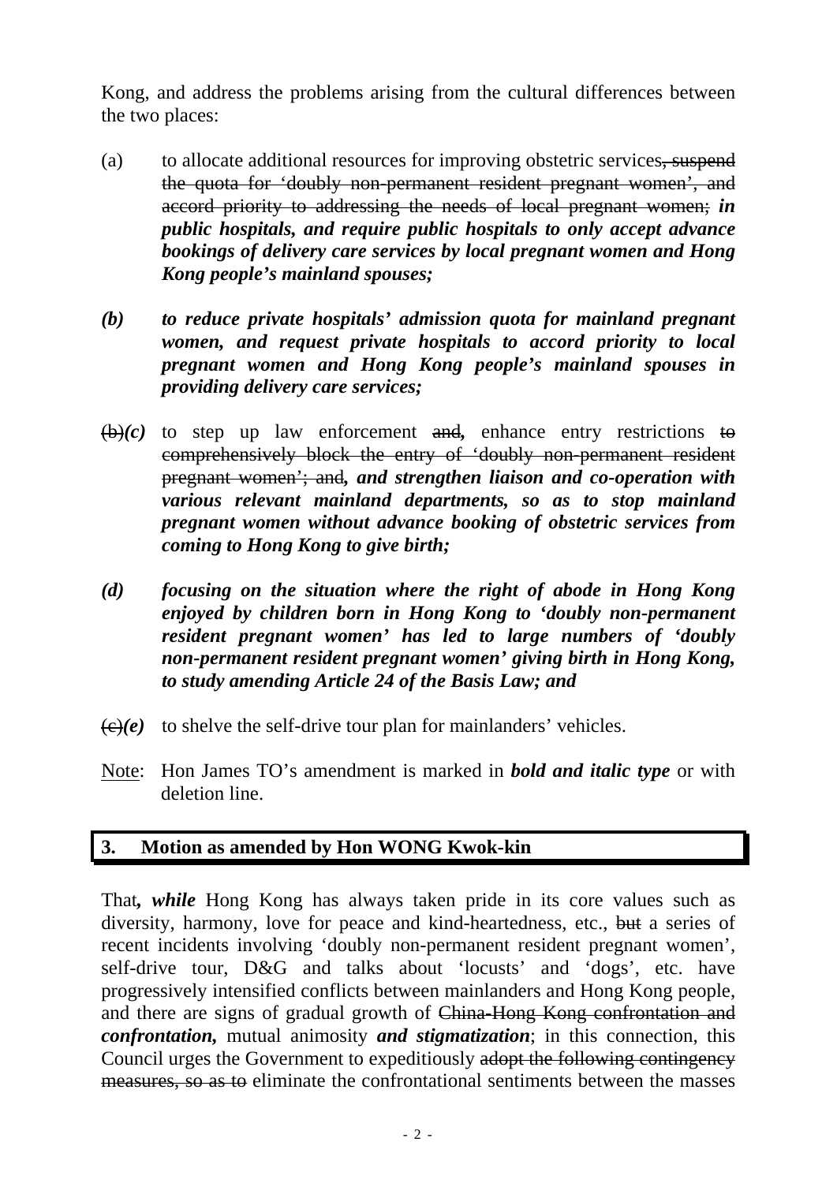Kong, and address the problems arising from the cultural differences between the two places:

(a) to allocate additional resources for improving obstetric services~~, suspend the quota for 'doubly non-permanent resident pregnant women', and accord priority to addressing the needs of local pregnant women;~~ ***in public hospitals, and require public hospitals to only accept advance bookings of delivery care services by local pregnant women and Hong Kong people's mainland spouses;***

***(b) to reduce private hospitals' admission quota for mainland pregnant women, and request private hospitals to accord priority to local pregnant women and Hong Kong people's mainland spouses in providing delivery care services;***

~~(b)~~***(c)*** to step up law enforcement ~~and~~***,*** enhance entry restrictions ~~to comprehensively block the entry of 'doubly non-permanent resident pregnant women'; and~~***, and strengthen liaison and co-operation with various relevant mainland departments, so as to stop mainland pregnant women without advance booking of obstetric services from coming to Hong Kong to give birth;***

***(d) focusing on the situation where the right of abode in Hong Kong enjoyed by children born in Hong Kong to 'doubly non-permanent resident pregnant women' has led to large numbers of 'doubly non-permanent resident pregnant women' giving birth in Hong Kong, to study amending Article 24 of the Basis Law; and***

~~(c)~~***(e)*** to shelve the self-drive tour plan for mainlanders' vehicles.

Note: Hon James TO's amendment is marked in ***bold and italic type*** or with deletion line.

## 3. Motion as amended by Hon WONG Kwok-kin

That***, while*** Hong Kong has always taken pride in its core values such as diversity, harmony, love for peace and kind-heartedness, etc., ~~but~~ a series of recent incidents involving 'doubly non-permanent resident pregnant women', self-drive tour, D&G and talks about 'locusts' and 'dogs', etc. have progressively intensified conflicts between mainlanders and Hong Kong people, and there are signs of gradual growth of ~~China-Hong Kong confrontation and~~ ***confrontation,*** mutual animosity ***and stigmatization***; in this connection, this Council urges the Government to expeditiously ~~adopt the following contingency measures, so as to~~ eliminate the confrontational sentiments between the masses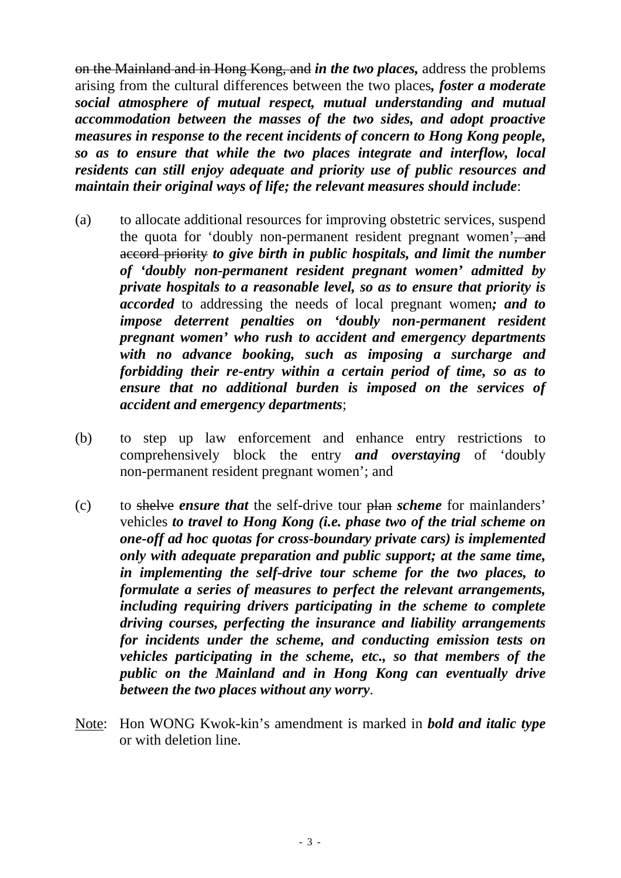~~on the Mainland and in Hong Kong, and~~ ***in the two places,*** address the problems arising from the cultural differences between the two places***, foster a moderate social atmosphere of mutual respect, mutual understanding and mutual accommodation between the masses of the two sides, and adopt proactive measures in response to the recent incidents of concern to Hong Kong people, so as to ensure that while the two places integrate and interflow, local residents can still enjoy adequate and priority use of public resources and maintain their original ways of life; the relevant measures should include***:

(a) to allocate additional resources for improving obstetric services, suspend the quota for 'doubly non-permanent resident pregnant women'~~, and accord priority~~ ***to give birth in public hospitals, and limit the number of 'doubly non-permanent resident pregnant women' admitted by private hospitals to a reasonable level, so as to ensure that priority is accorded*** to addressing the needs of local pregnant women***; and to impose deterrent penalties on 'doubly non-permanent resident pregnant women' who rush to accident and emergency departments with no advance booking, such as imposing a surcharge and forbidding their re-entry within a certain period of time, so as to ensure that no additional burden is imposed on the services of accident and emergency departments***;

(b) to step up law enforcement and enhance entry restrictions to comprehensively block the entry ***and overstaying*** of 'doubly non-permanent resident pregnant women'; and

(c) to ~~shelve~~ ***ensure that*** the self-drive tour ~~plan~~ ***scheme*** for mainlanders' vehicles ***to travel to Hong Kong (i.e. phase two of the trial scheme on one-off ad hoc quotas for cross-boundary private cars) is implemented only with adequate preparation and public support; at the same time, in implementing the self-drive tour scheme for the two places, to formulate a series of measures to perfect the relevant arrangements, including requiring drivers participating in the scheme to complete driving courses, perfecting the insurance and liability arrangements for incidents under the scheme, and conducting emission tests on vehicles participating in the scheme, etc., so that members of the public on the Mainland and in Hong Kong can eventually drive between the two places without any worry***.

<u>Note</u>: Hon WONG Kwok-kin's amendment is marked in ***bold and italic type*** or with deletion line.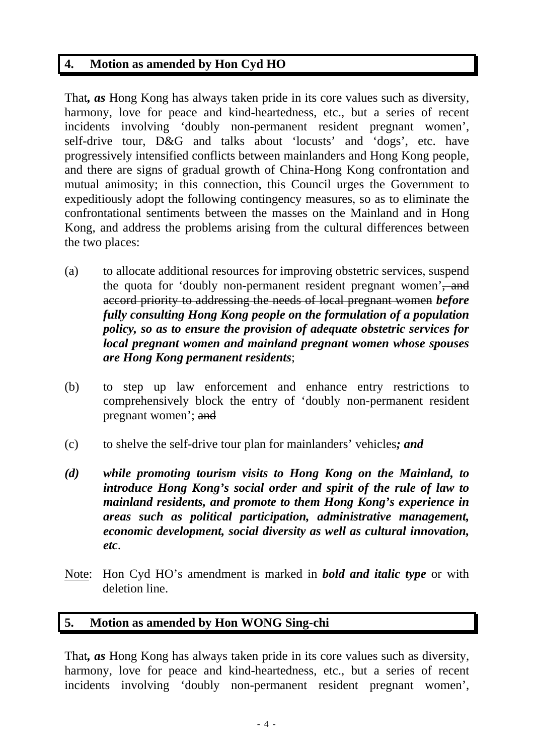## 4. Motion as amended by Hon Cyd HO

That***, as*** Hong Kong has always taken pride in its core values such as diversity, harmony, love for peace and kind-heartedness, etc., but a series of recent incidents involving 'doubly non-permanent resident pregnant women', self-drive tour, D&G and talks about 'locusts' and 'dogs', etc. have progressively intensified conflicts between mainlanders and Hong Kong people, and there are signs of gradual growth of China-Hong Kong confrontation and mutual animosity; in this connection, this Council urges the Government to expeditiously adopt the following contingency measures, so as to eliminate the confrontational sentiments between the masses on the Mainland and in Hong Kong, and address the problems arising from the cultural differences between the two places:

(a) to allocate additional resources for improving obstetric services, suspend the quota for 'doubly non-permanent resident pregnant women'~~, and accord priority to addressing the needs of local pregnant women~~ ***before fully consulting Hong Kong people on the formulation of a population policy, so as to ensure the provision of adequate obstetric services for local pregnant women and mainland pregnant women whose spouses are Hong Kong permanent residents***;

(b) to step up law enforcement and enhance entry restrictions to comprehensively block the entry of 'doubly non-permanent resident pregnant women'; ~~and~~

(c) to shelve the self-drive tour plan for mainlanders' vehicles***; and***

***(d) while promoting tourism visits to Hong Kong on the Mainland, to introduce Hong Kong's social order and spirit of the rule of law to mainland residents, and promote to them Hong Kong's experience in areas such as political participation, administrative management, economic development, social diversity as well as cultural innovation, etc***.

Note: Hon Cyd HO's amendment is marked in ***bold and italic type*** or with deletion line.

## 5. Motion as amended by Hon WONG Sing-chi

That***, as*** Hong Kong has always taken pride in its core values such as diversity, harmony, love for peace and kind-heartedness, etc., but a series of recent incidents involving 'doubly non-permanent resident pregnant women',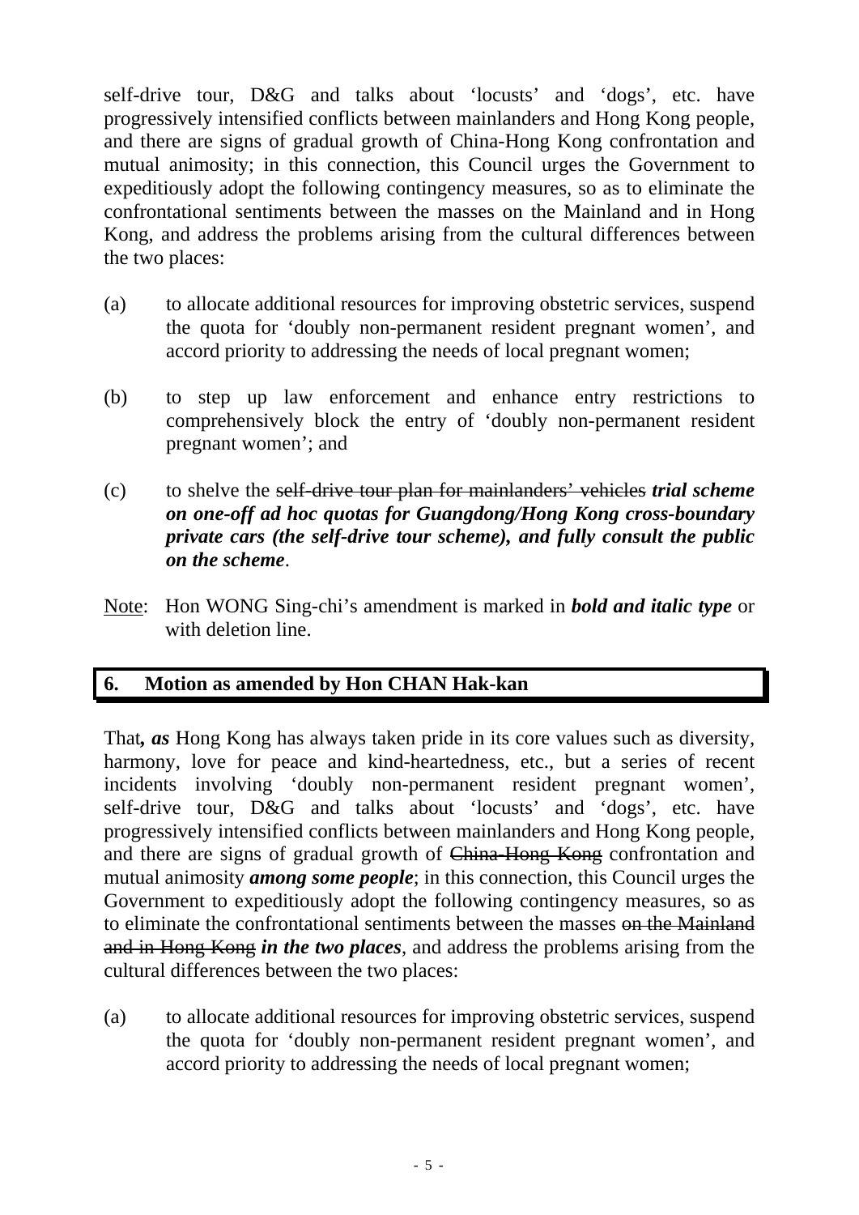self-drive tour, D&G and talks about 'locusts' and 'dogs', etc. have progressively intensified conflicts between mainlanders and Hong Kong people, and there are signs of gradual growth of China-Hong Kong confrontation and mutual animosity; in this connection, this Council urges the Government to expeditiously adopt the following contingency measures, so as to eliminate the confrontational sentiments between the masses on the Mainland and in Hong Kong, and address the problems arising from the cultural differences between the two places:

(a) to allocate additional resources for improving obstetric services, suspend the quota for 'doubly non-permanent resident pregnant women', and accord priority to addressing the needs of local pregnant women;

(b) to step up law enforcement and enhance entry restrictions to comprehensively block the entry of 'doubly non-permanent resident pregnant women'; and

(c) to shelve the ~~self-drive tour plan for mainlanders' vehicles~~ ***trial scheme on one-off ad hoc quotas for Guangdong/Hong Kong cross-boundary private cars (the self-drive tour scheme), and fully consult the public on the scheme***.

Note: Hon WONG Sing-chi's amendment is marked in ***bold and italic type*** or with deletion line.

## 6. Motion as amended by Hon CHAN Hak-kan

That***, as*** Hong Kong has always taken pride in its core values such as diversity, harmony, love for peace and kind-heartedness, etc., but a series of recent incidents involving 'doubly non-permanent resident pregnant women', self-drive tour, D&G and talks about 'locusts' and 'dogs', etc. have progressively intensified conflicts between mainlanders and Hong Kong people, and there are signs of gradual growth of ~~China-Hong Kong~~ confrontation and mutual animosity ***among some people***; in this connection, this Council urges the Government to expeditiously adopt the following contingency measures, so as to eliminate the confrontational sentiments between the masses ~~on the Mainland and in Hong Kong~~ ***in the two places***, and address the problems arising from the cultural differences between the two places:

(a) to allocate additional resources for improving obstetric services, suspend the quota for 'doubly non-permanent resident pregnant women', and accord priority to addressing the needs of local pregnant women;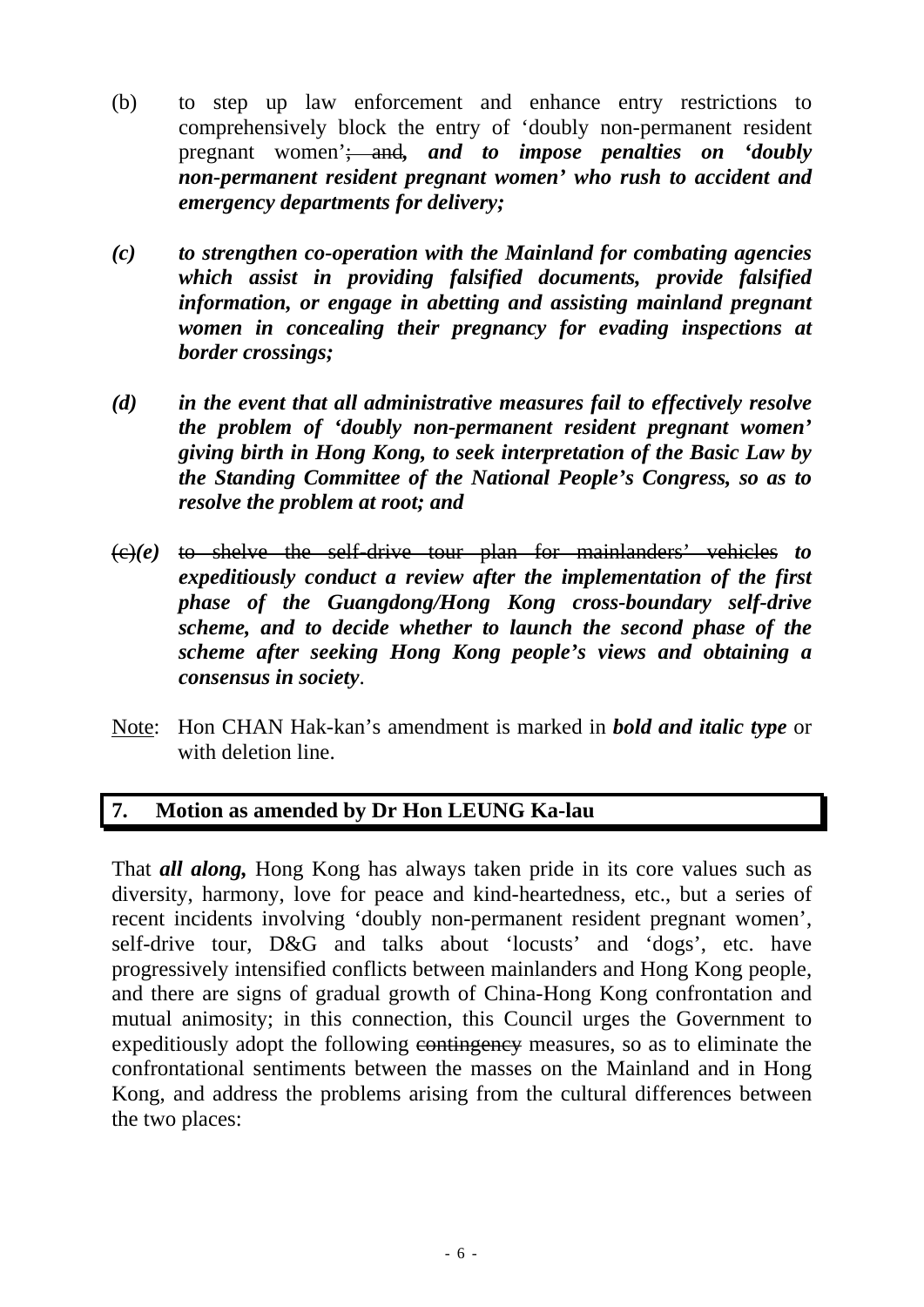(b) to step up law enforcement and enhance entry restrictions to comprehensively block the entry of 'doubly non-permanent resident pregnant women'~~; and~~***, and to impose penalties on 'doubly non-permanent resident pregnant women' who rush to accident and emergency departments for delivery;***

***(c) to strengthen co-operation with the Mainland for combating agencies which assist in providing falsified documents, provide falsified information, or engage in abetting and assisting mainland pregnant women in concealing their pregnancy for evading inspections at border crossings;***

***(d) in the event that all administrative measures fail to effectively resolve the problem of 'doubly non-permanent resident pregnant women' giving birth in Hong Kong, to seek interpretation of the Basic Law by the Standing Committee of the National People's Congress, so as to resolve the problem at root; and***

~~(c)~~***(e)*** ~~to shelve the self-drive tour plan for mainlanders' vehicles~~ ***to expeditiously conduct a review after the implementation of the first phase of the Guangdong/Hong Kong cross-boundary self-drive scheme, and to decide whether to launch the second phase of the scheme after seeking Hong Kong people's views and obtaining a consensus in society***.

Note: Hon CHAN Hak-kan's amendment is marked in ***bold and italic type*** or with deletion line.

## 7. Motion as amended by Dr Hon LEUNG Ka-lau

That ***all along,*** Hong Kong has always taken pride in its core values such as diversity, harmony, love for peace and kind-heartedness, etc., but a series of recent incidents involving 'doubly non-permanent resident pregnant women', self-drive tour, D&G and talks about 'locusts' and 'dogs', etc. have progressively intensified conflicts between mainlanders and Hong Kong people, and there are signs of gradual growth of China-Hong Kong confrontation and mutual animosity; in this connection, this Council urges the Government to expeditiously adopt the following ~~contingency~~ measures, so as to eliminate the confrontational sentiments between the masses on the Mainland and in Hong Kong, and address the problems arising from the cultural differences between the two places: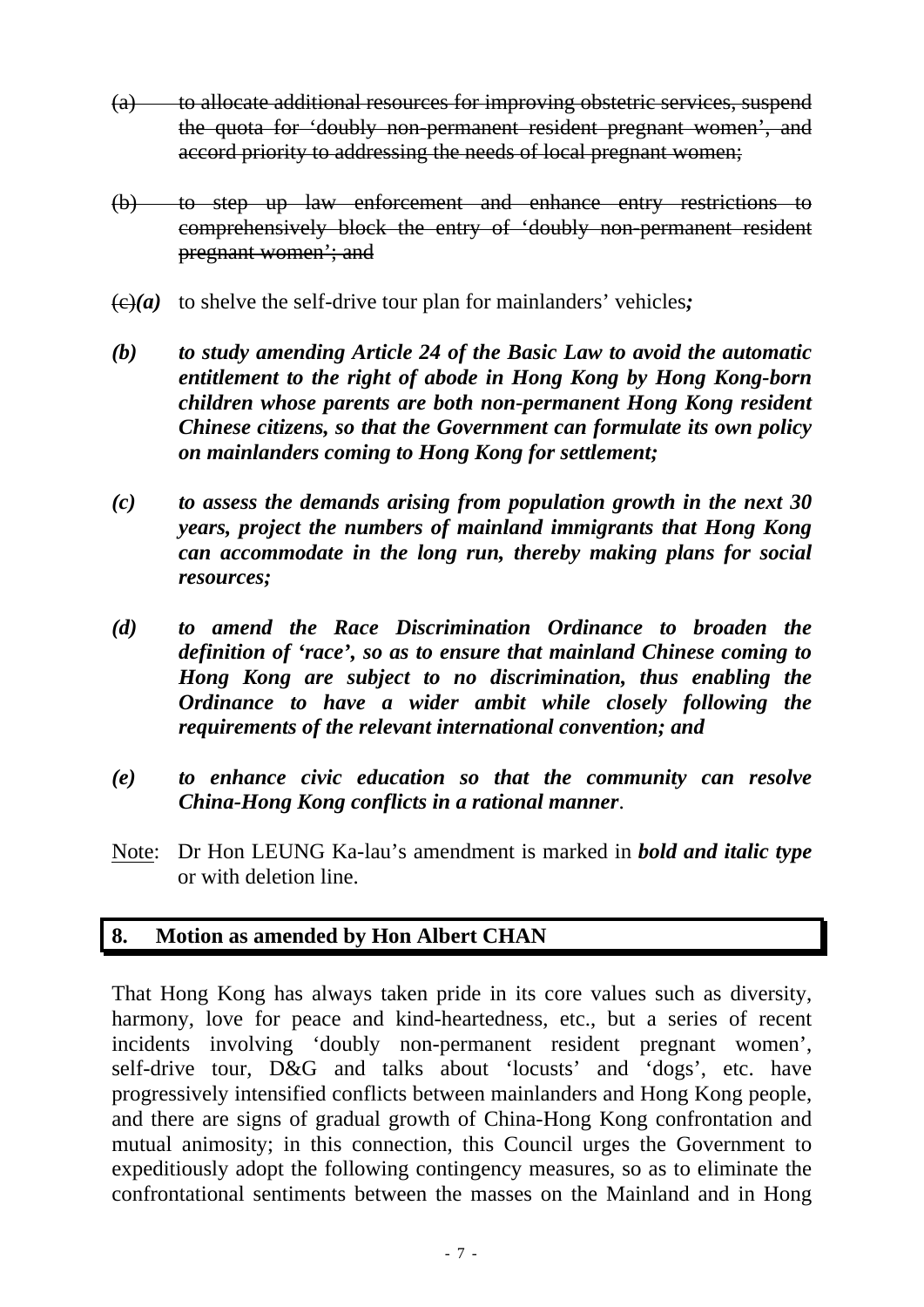- ~~(a) to allocate additional resources for improving obstetric services, suspend the quota for 'doubly non-permanent resident pregnant women', and accord priority to addressing the needs of local pregnant women;~~

- ~~(b) to step up law enforcement and enhance entry restrictions to comprehensively block the entry of 'doubly non-permanent resident pregnant women'; and~~

- ~~(c)~~***(a)*** to shelve the self-drive tour plan for mainlanders' vehicles***;***

- ***(b) to study amending Article 24 of the Basic Law to avoid the automatic entitlement to the right of abode in Hong Kong by Hong Kong-born children whose parents are both non-permanent Hong Kong resident Chinese citizens, so that the Government can formulate its own policy on mainlanders coming to Hong Kong for settlement;***

- ***(c) to assess the demands arising from population growth in the next 30 years, project the numbers of mainland immigrants that Hong Kong can accommodate in the long run, thereby making plans for social resources;***

- ***(d) to amend the Race Discrimination Ordinance to broaden the definition of 'race', so as to ensure that mainland Chinese coming to Hong Kong are subject to no discrimination, thus enabling the Ordinance to have a wider ambit while closely following the requirements of the relevant international convention; and***

- ***(e) to enhance civic education so that the community can resolve China-Hong Kong conflicts in a rational manner***.

Note: Dr Hon LEUNG Ka-lau's amendment is marked in ***bold and italic type*** or with deletion line.

## 8. Motion as amended by Hon Albert CHAN

That Hong Kong has always taken pride in its core values such as diversity, harmony, love for peace and kind-heartedness, etc., but a series of recent incidents involving 'doubly non-permanent resident pregnant women', self-drive tour, D&G and talks about 'locusts' and 'dogs', etc. have progressively intensified conflicts between mainlanders and Hong Kong people, and there are signs of gradual growth of China-Hong Kong confrontation and mutual animosity; in this connection, this Council urges the Government to expeditiously adopt the following contingency measures, so as to eliminate the confrontational sentiments between the masses on the Mainland and in Hong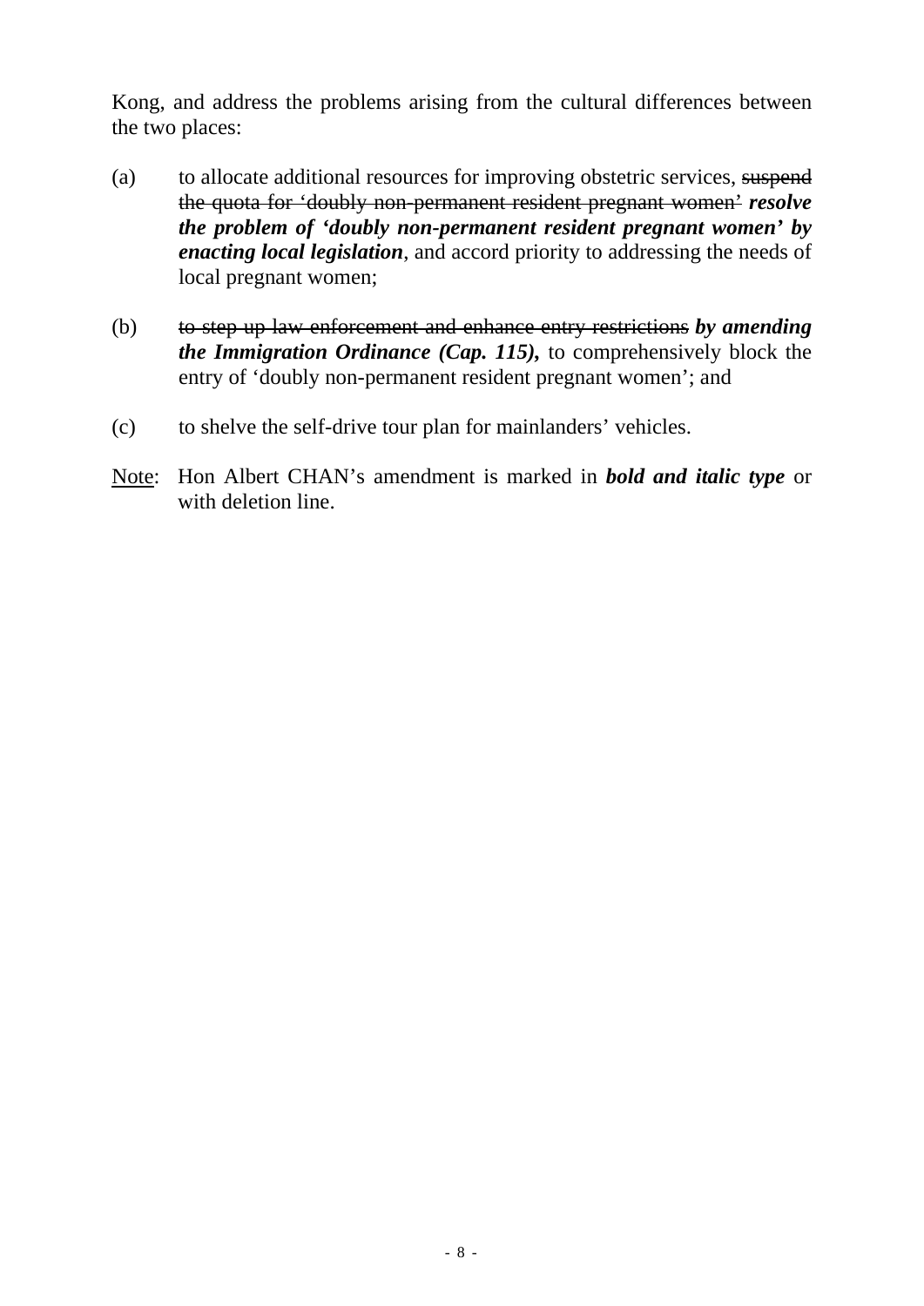Kong, and address the problems arising from the cultural differences between the two places:

(a) to allocate additional resources for improving obstetric services, ~~suspend the quota for 'doubly non-permanent resident pregnant women'~~ ***resolve the problem of 'doubly non-permanent resident pregnant women' by enacting local legislation***, and accord priority to addressing the needs of local pregnant women;

(b) ~~to step up law enforcement and enhance entry restrictions~~ ***by amending the Immigration Ordinance (Cap. 115),*** to comprehensively block the entry of 'doubly non-permanent resident pregnant women'; and

(c) to shelve the self-drive tour plan for mainlanders' vehicles.

<u>Note</u>: Hon Albert CHAN's amendment is marked in ***bold and italic type*** or with deletion line.